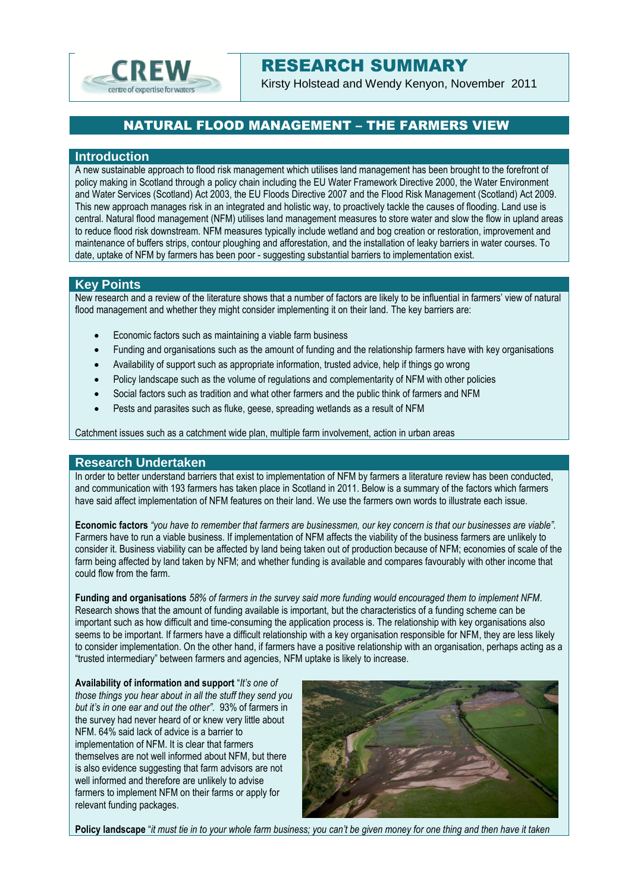CREW
centre of expertise for waters

# RESEARCH SUMMARY

Kirsty Holstead and Wendy Kenyon, November 2011

## NATURAL FLOOD MANAGEMENT – THE FARMERS VIEW

### Introduction

A new sustainable approach to flood risk management which utilises land management has been brought to the forefront of policy making in Scotland through a policy chain including the EU Water Framework Directive 2000, the Water Environment and Water Services (Scotland) Act 2003, the EU Floods Directive 2007 and the Flood Risk Management (Scotland) Act 2009. This new approach manages risk in an integrated and holistic way, to proactively tackle the causes of flooding. Land use is central. Natural flood management (NFM) utilises land management measures to store water and slow the flow in upland areas to reduce flood risk downstream. NFM measures typically include wetland and bog creation or restoration, improvement and maintenance of buffers strips, contour ploughing and afforestation, and the installation of leaky barriers in water courses. To date, uptake of NFM by farmers has been poor - suggesting substantial barriers to implementation exist.

### Key Points

New research and a review of the literature shows that a number of factors are likely to be influential in farmers' view of natural flood management and whether they might consider implementing it on their land. The key barriers are:

- Economic factors such as maintaining a viable farm business
- Funding and organisations such as the amount of funding and the relationship farmers have with key organisations
- Availability of support such as appropriate information, trusted advice, help if things go wrong
- Policy landscape such as the volume of regulations and complementarity of NFM with other policies
- Social factors such as tradition and what other farmers and the public think of farmers and NFM
- Pests and parasites such as fluke, geese, spreading wetlands as a result of NFM

Catchment issues such as a catchment wide plan, multiple farm involvement, action in urban areas

### Research Undertaken

In order to better understand barriers that exist to implementation of NFM by farmers a literature review has been conducted, and communication with 193 farmers has taken place in Scotland in 2011. Below is a summary of the factors which farmers have said affect implementation of NFM features on their land. We use the farmers own words to illustrate each issue.

**Economic factors** *"you have to remember that farmers are businessmen, our key concern is that our businesses are viable".* Farmers have to run a viable business. If implementation of NFM affects the viability of the business farmers are unlikely to consider it. Business viability can be affected by land being taken out of production because of NFM; economies of scale of the farm being affected by land taken by NFM; and whether funding is available and compares favourably with other income that could flow from the farm.

**Funding and organisations** *58% of farmers in the survey said more funding would encouraged them to implement NFM*. Research shows that the amount of funding available is important, but the characteristics of a funding scheme can be important such as how difficult and time-consuming the application process is. The relationship with key organisations also seems to be important. If farmers have a difficult relationship with a key organisation responsible for NFM, they are less likely to consider implementation. On the other hand, if farmers have a positive relationship with an organisation, perhaps acting as a "trusted intermediary" between farmers and agencies, NFM uptake is likely to increase.

**Availability of information and support** "*It's one of those things you hear about in all the stuff they send you but it's in one ear and out the other".* 93% of farmers in the survey had never heard of or knew very little about NFM. 64% said lack of advice is a barrier to implementation of NFM. It is clear that farmers themselves are not well informed about NFM, but there is also evidence suggesting that farm advisors are not well informed and therefore are unlikely to advise farmers to implement NFM on their farms or apply for relevant funding packages.

**Policy landscape** "*it must tie in to your whole farm business; you can't be given money for one thing and then have it taken*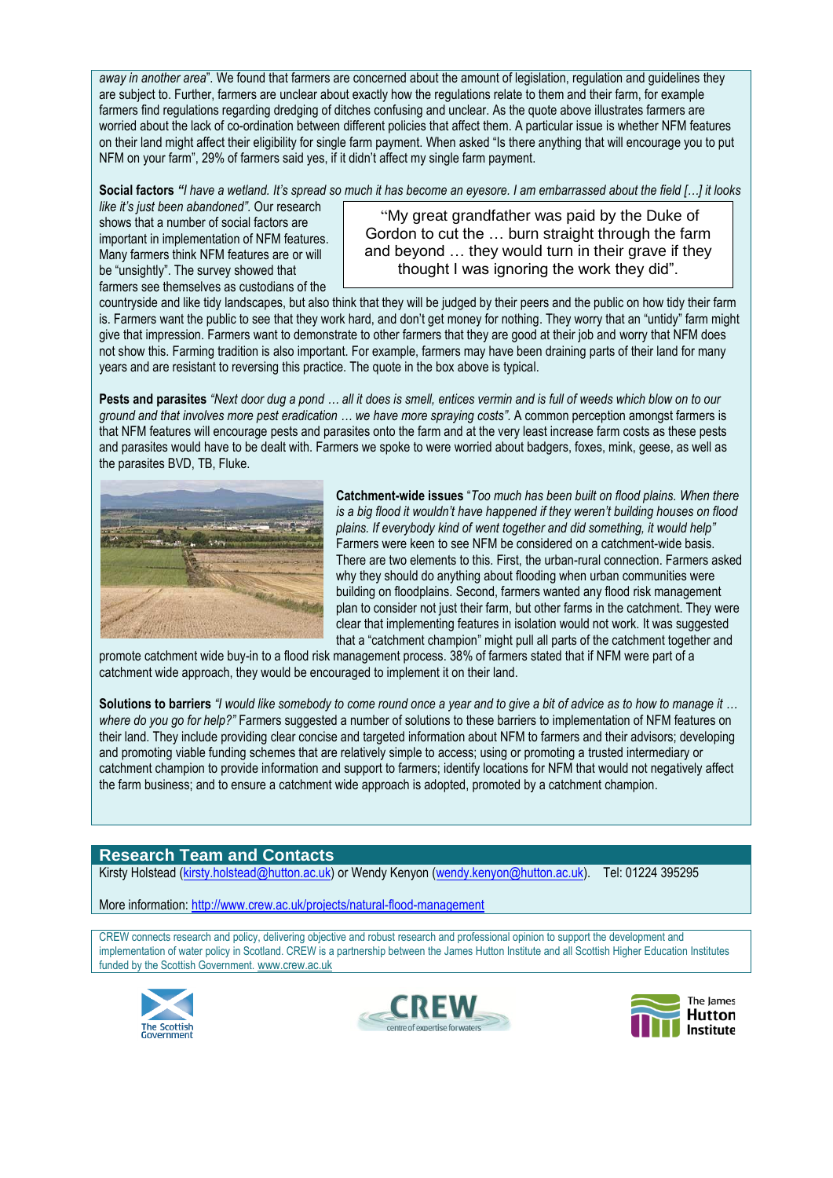*away in another area*". We found that farmers are concerned about the amount of legislation, regulation and guidelines they are subject to. Further, farmers are unclear about exactly how the regulations relate to them and their farm, for example farmers find regulations regarding dredging of ditches confusing and unclear. As the quote above illustrates farmers are worried about the lack of co-ordination between different policies that affect them. A particular issue is whether NFM features on their land might affect their eligibility for single farm payment. When asked "Is there anything that will encourage you to put NFM on your farm", 29% of farmers said yes, if it didn't affect my single farm payment.

**Social factors** *"I have a wetland. It's spread so much it has become an eyesore. I am embarrassed about the field […] it looks like it's just been abandoned".* Our research shows that a number of social factors are important in implementation of NFM features. Many farmers think NFM features are or will be "unsightly". The survey showed that farmers see themselves as custodians of the countryside and like tidy landscapes, but also think that they will be judged by their peers and the public on how tidy their farm is. Farmers want the public to see that they work hard, and don't get money for nothing. They worry that an "untidy" farm might give that impression. Farmers want to demonstrate to other farmers that they are good at their job and worry that NFM does not show this. Farming tradition is also important. For example, farmers may have been draining parts of their land for many years and are resistant to reversing this practice. The quote in the box above is typical.

> "My great grandfather was paid by the Duke of Gordon to cut the … burn straight through the farm and beyond … they would turn in their grave if they thought I was ignoring the work they did".

**Pests and parasites** *"Next door dug a pond … all it does is smell, entices vermin and is full of weeds which blow on to our ground and that involves more pest eradication … we have more spraying costs".* A common perception amongst farmers is that NFM features will encourage pests and parasites onto the farm and at the very least increase farm costs as these pests and parasites would have to be dealt with. Farmers we spoke to were worried about badgers, foxes, mink, geese, as well as the parasites BVD, TB, Fluke.

**Catchment-wide issues** "*Too much has been built on flood plains. When there is a big flood it wouldn't have happened if they weren't building houses on flood plains. If everybody kind of went together and did something, it would help"* Farmers were keen to see NFM be considered on a catchment-wide basis. There are two elements to this. First, the urban-rural connection. Farmers asked why they should do anything about flooding when urban communities were building on floodplains. Second, farmers wanted any flood risk management plan to consider not just their farm, but other farms in the catchment. They were clear that implementing features in isolation would not work. It was suggested that a "catchment champion" might pull all parts of the catchment together and promote catchment wide buy-in to a flood risk management process. 38% of farmers stated that if NFM were part of a catchment wide approach, they would be encouraged to implement it on their land.

**Solutions to barriers** *"I would like somebody to come round once a year and to give a bit of advice as to how to manage it … where do you go for help?"* Farmers suggested a number of solutions to these barriers to implementation of NFM features on their land. They include providing clear concise and targeted information about NFM to farmers and their advisors; developing and promoting viable funding schemes that are relatively simple to access; using or promoting a trusted intermediary or catchment champion to provide information and support to farmers; identify locations for NFM that would not negatively affect the farm business; and to ensure a catchment wide approach is adopted, promoted by a catchment champion.

## Research Team and Contacts

Kirsty Holstead (kirsty.holstead@hutton.ac.uk) or Wendy Kenyon (wendy.kenyon@hutton.ac.uk). Tel: 01224 395295

More information: http://www.crew.ac.uk/projects/natural-flood-management

CREW connects research and policy, delivering objective and robust research and professional opinion to support the development and implementation of water policy in Scotland. CREW is a partnership between the James Hutton Institute and all Scottish Higher Education Institutes funded by the Scottish Government. www.crew.ac.uk

The Scottish Government

CREW centre of expertise for waters

The James Hutton Institute